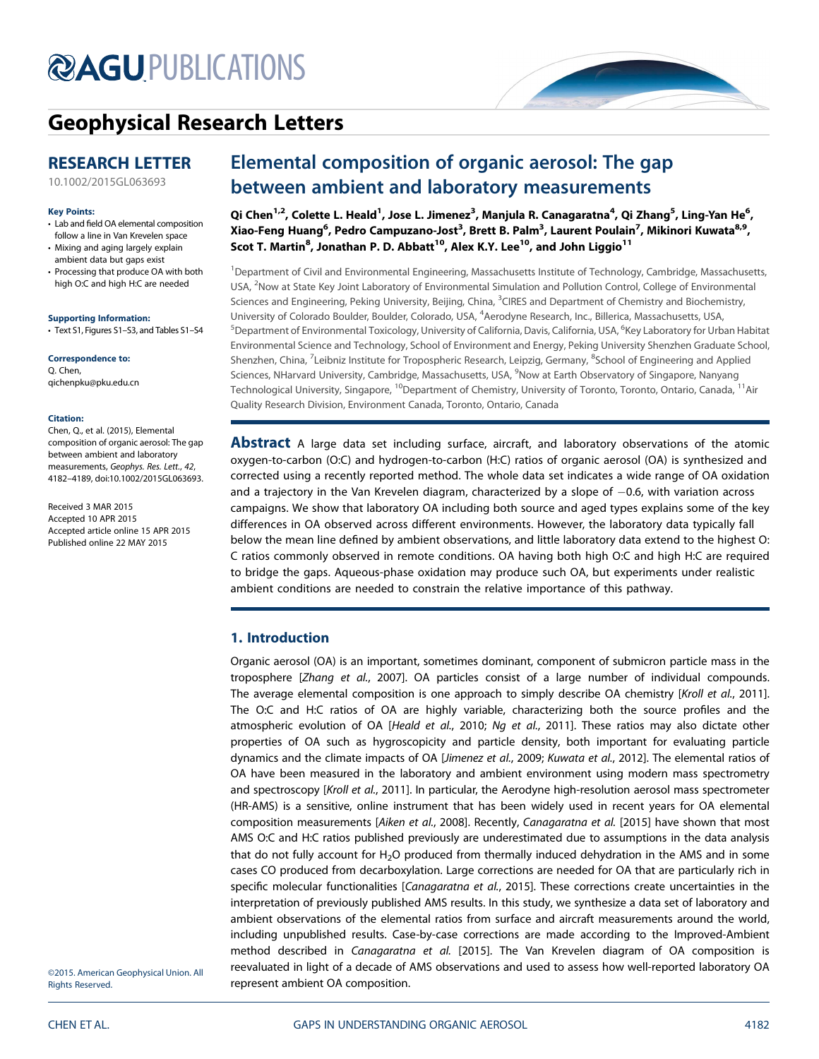# Geophysical Research Letters

## RESEARCH LETTER

10.1002/2015GL063693

**Key Points:**
- Lab and field OA elemental composition follow a line in Van Krevelen space
- Mixing and aging largely explain ambient data but gaps exist
- Processing that produce OA with both high O:C and high H:C are needed

**Supporting Information:**
- Text S1, Figures S1–S3, and Tables S1–S4

**Correspondence to:**
Q. Chen,
qichenpku@pku.edu.cn

**Citation:**
Chen, Q., et al. (2015), Elemental composition of organic aerosol: The gap between ambient and laboratory measurements, *Geophys. Res. Lett., 42*, 4182–4189, doi:10.1002/2015GL063693.

Received 3 MAR 2015
Accepted 10 APR 2015
Accepted article online 15 APR 2015
Published online 22 MAY 2015

©2015. American Geophysical Union. All Rights Reserved.

# Elemental composition of organic aerosol: The gap between ambient and laboratory measurements

**Qi Chen[1,2], Colette L. Heald[1], Jose L. Jimenez[3], Manjula R. Canagaratna[4], Qi Zhang[5], Ling-Yan He[6], Xiao-Feng Huang[6], Pedro Campuzano-Jost[3], Brett B. Palm[3], Laurent Poulain[7], Mikinori Kuwata[8,9], Scot T. Martin[8], Jonathan P. D. Abbatt[10], Alex K.Y. Lee[10], and John Liggio[11]**

[1]Department of Civil and Environmental Engineering, Massachusetts Institute of Technology, Cambridge, Massachusetts, USA, [2]Now at State Key Joint Laboratory of Environmental Simulation and Pollution Control, College of Environmental Sciences and Engineering, Peking University, Beijing, China, [3]CIRES and Department of Chemistry and Biochemistry, University of Colorado Boulder, Boulder, Colorado, USA, [4]Aerodyne Research, Inc., Billerica, Massachusetts, USA, [5]Department of Environmental Toxicology, University of California, Davis, California, USA, [6]Key Laboratory for Urban Habitat Environmental Science and Technology, School of Environment and Energy, Peking University Shenzhen Graduate School, Shenzhen, China, [7]Leibniz Institute for Tropospheric Research, Leipzig, Germany, [8]School of Engineering and Applied Sciences, NHarvard University, Cambridge, Massachusetts, USA, [9]Now at Earth Observatory of Singapore, Nanyang Technological University, Singapore, [10]Department of Chemistry, University of Toronto, Toronto, Ontario, Canada, [11]Air Quality Research Division, Environment Canada, Toronto, Ontario, Canada

**Abstract** A large data set including surface, aircraft, and laboratory observations of the atomic oxygen-to-carbon (O:C) and hydrogen-to-carbon (H:C) ratios of organic aerosol (OA) is synthesized and corrected using a recently reported method. The whole data set indicates a wide range of OA oxidation and a trajectory in the Van Krevelen diagram, characterized by a slope of −0.6, with variation across campaigns. We show that laboratory OA including both source and aged types explains some of the key differences in OA observed across different environments. However, the laboratory data typically fall below the mean line defined by ambient observations, and little laboratory data extend to the highest O:C ratios commonly observed in remote conditions. OA having both high O:C and high H:C are required to bridge the gaps. Aqueous-phase oxidation may produce such OA, but experiments under realistic ambient conditions are needed to constrain the relative importance of this pathway.

## 1. Introduction

Organic aerosol (OA) is an important, sometimes dominant, component of submicron particle mass in the troposphere [*Zhang et al.*, 2007]. OA particles consist of a large number of individual compounds. The average elemental composition is one approach to simply describe OA chemistry [*Kroll et al.*, 2011]. The O:C and H:C ratios of OA are highly variable, characterizing both the source profiles and the atmospheric evolution of OA [*Heald et al.*, 2010; *Ng et al.*, 2011]. These ratios may also dictate other properties of OA such as hygroscopicity and particle density, both important for evaluating particle dynamics and the climate impacts of OA [*Jimenez et al.*, 2009; *Kuwata et al.*, 2012]. The elemental ratios of OA have been measured in the laboratory and ambient environment using modern mass spectrometry and spectroscopy [*Kroll et al.*, 2011]. In particular, the Aerodyne high-resolution aerosol mass spectrometer (HR-AMS) is a sensitive, online instrument that has been widely used in recent years for OA elemental composition measurements [*Aiken et al.*, 2008]. Recently, *Canagaratna et al.* [2015] have shown that most AMS O:C and H:C ratios published previously are underestimated due to assumptions in the data analysis that do not fully account for $H_2O$ produced from thermally induced dehydration in the AMS and in some cases CO produced from decarboxylation. Large corrections are needed for OA that are particularly rich in specific molecular functionalities [*Canagaratna et al.*, 2015]. These corrections create uncertainties in the interpretation of previously published AMS results. In this study, we synthesize a data set of laboratory and ambient observations of the elemental ratios from surface and aircraft measurements around the world, including unpublished results. Case-by-case corrections are made according to the Improved-Ambient method described in *Canagaratna et al.* [2015]. The Van Krevelen diagram of OA composition is reevaluated in light of a decade of AMS observations and used to assess how well-reported laboratory OA represent ambient OA composition.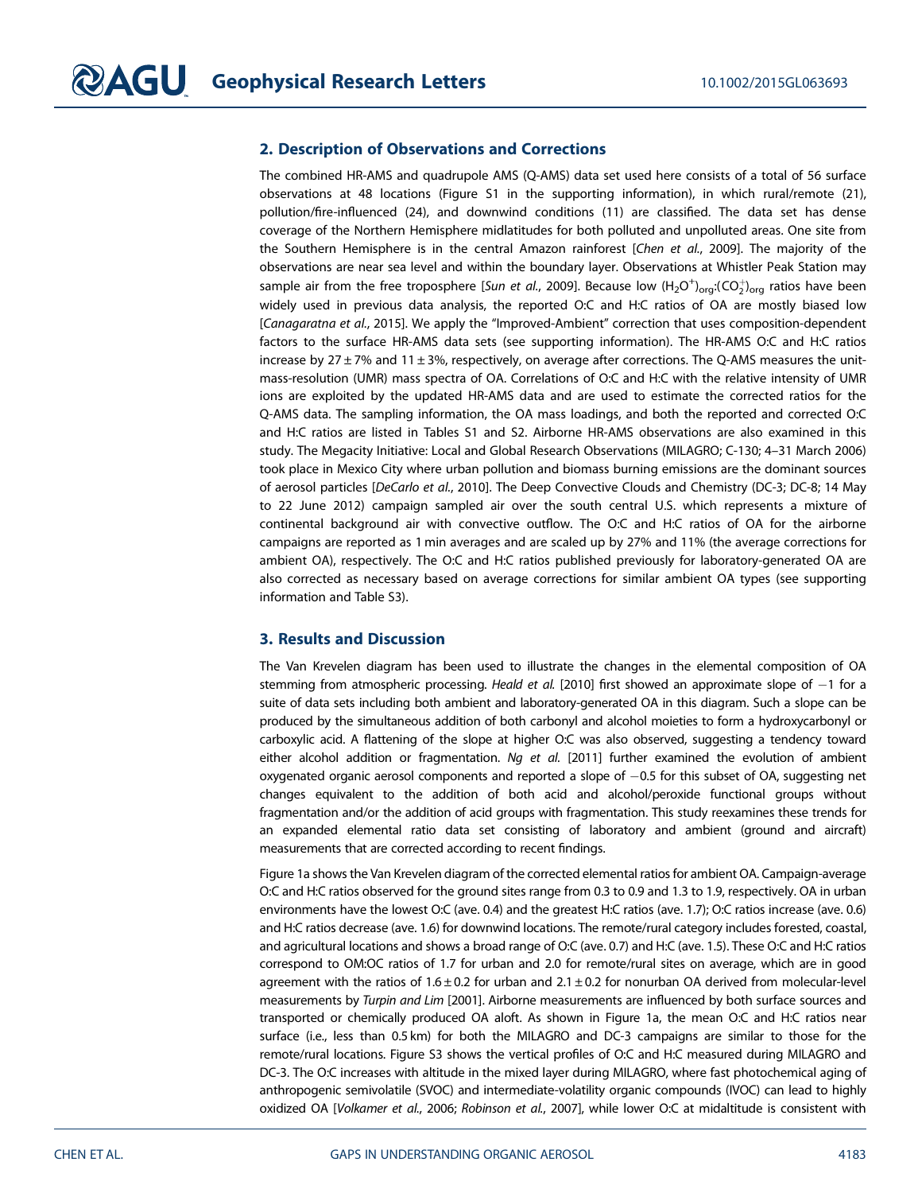## 2. Description of Observations and Corrections

The combined HR-AMS and quadrupole AMS (Q-AMS) data set used here consists of a total of 56 surface observations at 48 locations (Figure S1 in the supporting information), in which rural/remote (21), pollution/fire-influenced (24), and downwind conditions (11) are classified. The data set has dense coverage of the Northern Hemisphere midlatitudes for both polluted and unpolluted areas. One site from the Southern Hemisphere is in the central Amazon rainforest [*Chen et al.*, 2009]. The majority of the observations are near sea level and within the boundary layer. Observations at Whistler Peak Station may sample air from the free troposphere [*Sun et al.*, 2009]. Because low $(H_2O^+)_{org}$:$(CO_2^+)_{org}$ ratios have been widely used in previous data analysis, the reported O:C and H:C ratios of OA are mostly biased low [*Canagaratna et al.*, 2015]. We apply the "Improved-Ambient" correction that uses composition-dependent factors to the surface HR-AMS data sets (see supporting information). The HR-AMS O:C and H:C ratios increase by 27 ± 7% and 11 ± 3%, respectively, on average after corrections. The Q-AMS measures the unit-mass-resolution (UMR) mass spectra of OA. Correlations of O:C and H:C with the relative intensity of UMR ions are exploited by the updated HR-AMS data and are used to estimate the corrected ratios for the Q-AMS data. The sampling information, the OA mass loadings, and both the reported and corrected O:C and H:C ratios are listed in Tables S1 and S2. Airborne HR-AMS observations are also examined in this study. The Megacity Initiative: Local and Global Research Observations (MILAGRO; C-130; 4–31 March 2006) took place in Mexico City where urban pollution and biomass burning emissions are the dominant sources of aerosol particles [*DeCarlo et al.*, 2010]. The Deep Convective Clouds and Chemistry (DC-3; DC-8; 14 May to 22 June 2012) campaign sampled air over the south central U.S. which represents a mixture of continental background air with convective outflow. The O:C and H:C ratios of OA for the airborne campaigns are reported as 1 min averages and are scaled up by 27% and 11% (the average corrections for ambient OA), respectively. The O:C and H:C ratios published previously for laboratory-generated OA are also corrected as necessary based on average corrections for similar ambient OA types (see supporting information and Table S3).

## 3. Results and Discussion

The Van Krevelen diagram has been used to illustrate the changes in the elemental composition of OA stemming from atmospheric processing. *Heald et al.* [2010] first showed an approximate slope of −1 for a suite of data sets including both ambient and laboratory-generated OA in this diagram. Such a slope can be produced by the simultaneous addition of both carbonyl and alcohol moieties to form a hydroxycarbonyl or carboxylic acid. A flattening of the slope at higher O:C was also observed, suggesting a tendency toward either alcohol addition or fragmentation. *Ng et al.* [2011] further examined the evolution of ambient oxygenated organic aerosol components and reported a slope of −0.5 for this subset of OA, suggesting net changes equivalent to the addition of both acid and alcohol/peroxide functional groups without fragmentation and/or the addition of acid groups with fragmentation. This study reexamines these trends for an expanded elemental ratio data set consisting of laboratory and ambient (ground and aircraft) measurements that are corrected according to recent findings.

Figure 1a shows the Van Krevelen diagram of the corrected elemental ratios for ambient OA. Campaign-average O:C and H:C ratios observed for the ground sites range from 0.3 to 0.9 and 1.3 to 1.9, respectively. OA in urban environments have the lowest O:C (ave. 0.4) and the greatest H:C ratios (ave. 1.7); O:C ratios increase (ave. 0.6) and H:C ratios decrease (ave. 1.6) for downwind locations. The remote/rural category includes forested, coastal, and agricultural locations and shows a broad range of O:C (ave. 0.7) and H:C (ave. 1.5). These O:C and H:C ratios correspond to OM:OC ratios of 1.7 for urban and 2.0 for remote/rural sites on average, which are in good agreement with the ratios of 1.6 ± 0.2 for urban and 2.1 ± 0.2 for nonurban OA derived from molecular-level measurements by *Turpin and Lim* [2001]. Airborne measurements are influenced by both surface sources and transported or chemically produced OA aloft. As shown in Figure 1a, the mean O:C and H:C ratios near surface (i.e., less than 0.5 km) for both the MILAGRO and DC-3 campaigns are similar to those for the remote/rural locations. Figure S3 shows the vertical profiles of O:C and H:C measured during MILAGRO and DC-3. The O:C increases with altitude in the mixed layer during MILAGRO, where fast photochemical aging of anthropogenic semivolatile (SVOC) and intermediate-volatility organic compounds (IVOC) can lead to highly oxidized OA [*Volkamer et al.*, 2006; *Robinson et al.*, 2007], while lower O:C at midaltitude is consistent with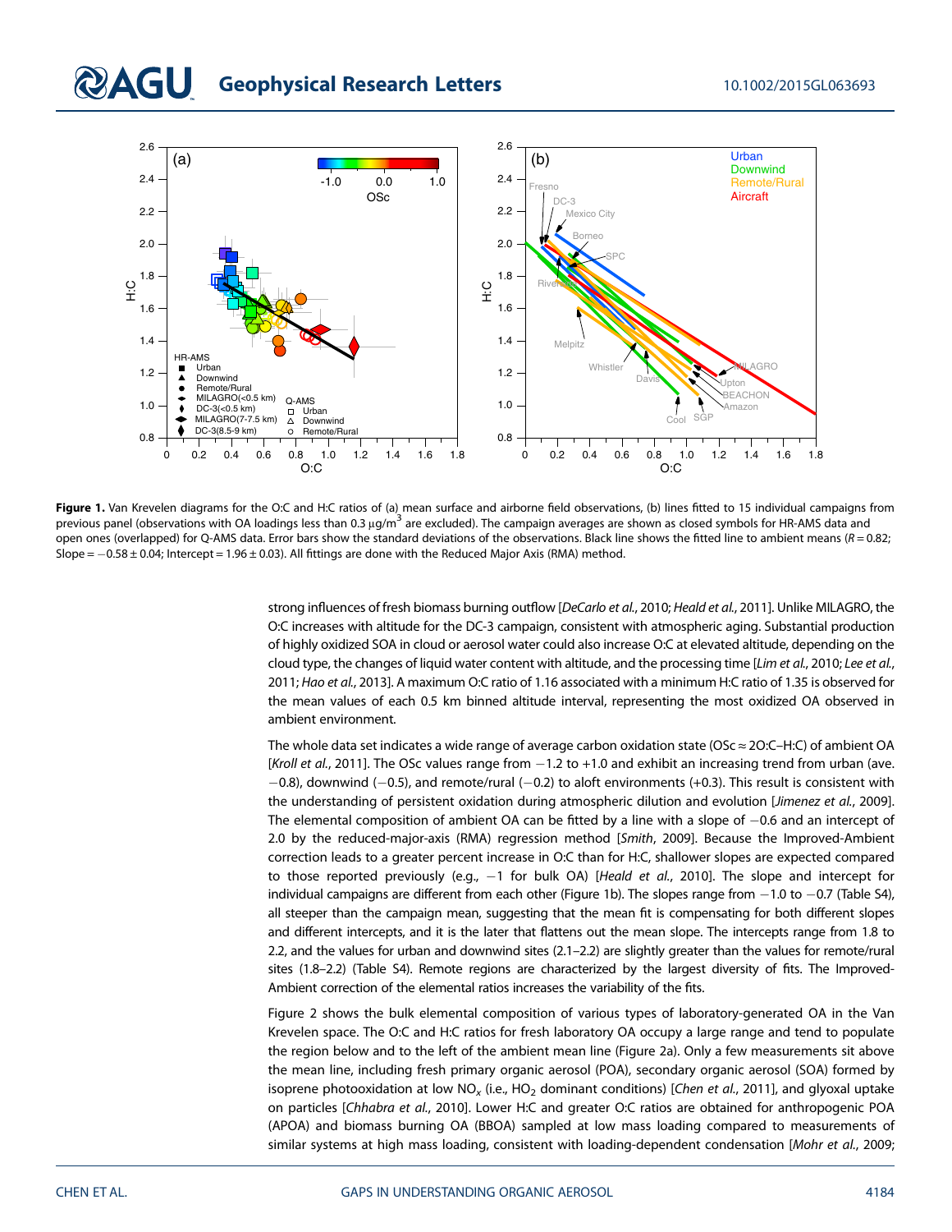**Figure 1.** Van Krevelen diagrams for the O:C and H:C ratios of (a) mean surface and airborne field observations, (b) lines fitted to 15 individual campaigns from previous panel (observations with OA loadings less than 0.3 μg/m$^3$ are excluded). The campaign averages are shown as closed symbols for HR-AMS data and open ones (overlapped) for Q-AMS data. Error bars show the standard deviations of the observations. Black line shows the fitted line to ambient means ($R = 0.82$; Slope = −0.58 ± 0.04; Intercept = 1.96 ± 0.03). All fittings are done with the Reduced Major Axis (RMA) method.

strong influences of fresh biomass burning outflow [*DeCarlo et al.*, 2010; *Heald et al.*, 2011]. Unlike MILAGRO, the O:C increases with altitude for the DC-3 campaign, consistent with atmospheric aging. Substantial production of highly oxidized SOA in cloud or aerosol water could also increase O:C at elevated altitude, depending on the cloud type, the changes of liquid water content with altitude, and the processing time [*Lim et al.*, 2010; *Lee et al.*, 2011; *Hao et al.*, 2013]. A maximum O:C ratio of 1.16 associated with a minimum H:C ratio of 1.35 is observed for the mean values of each 0.5 km binned altitude interval, representing the most oxidized OA observed in ambient environment.

The whole data set indicates a wide range of average carbon oxidation state (OSc ≈ 2O:C–H:C) of ambient OA [*Kroll et al.*, 2011]. The OSc values range from −1.2 to +1.0 and exhibit an increasing trend from urban (ave. −0.8), downwind (−0.5), and remote/rural (−0.2) to aloft environments (+0.3). This result is consistent with the understanding of persistent oxidation during atmospheric dilution and evolution [*Jimenez et al.*, 2009]. The elemental composition of ambient OA can be fitted by a line with a slope of −0.6 and an intercept of 2.0 by the reduced-major-axis (RMA) regression method [*Smith*, 2009]. Because the Improved-Ambient correction leads to a greater percent increase in O:C than for H:C, shallower slopes are expected compared to those reported previously (e.g., −1 for bulk OA) [*Heald et al.*, 2010]. The slope and intercept for individual campaigns are different from each other (Figure 1b). The slopes range from −1.0 to −0.7 (Table S4), all steeper than the campaign mean, suggesting that the mean fit is compensating for both different slopes and different intercepts, and it is the later that flattens out the mean slope. The intercepts range from 1.8 to 2.2, and the values for urban and downwind sites (2.1–2.2) are slightly greater than the values for remote/rural sites (1.8–2.2) (Table S4). Remote regions are characterized by the largest diversity of fits. The Improved-Ambient correction of the elemental ratios increases the variability of the fits.

Figure 2 shows the bulk elemental composition of various types of laboratory-generated OA in the Van Krevelen space. The O:C and H:C ratios for fresh laboratory OA occupy a large range and tend to populate the region below and to the left of the ambient mean line (Figure 2a). Only a few measurements sit above the mean line, including fresh primary organic aerosol (POA), secondary organic aerosol (SOA) formed by isoprene photooxidation at low $NO_x$ (i.e., $HO_2$ dominant conditions) [*Chen et al.*, 2011], and glyoxal uptake on particles [*Chhabra et al.*, 2010]. Lower H:C and greater O:C ratios are obtained for anthropogenic POA (APOA) and biomass burning OA (BBOA) sampled at low mass loading compared to measurements of similar systems at high mass loading, consistent with loading-dependent condensation [*Mohr et al.*, 2009;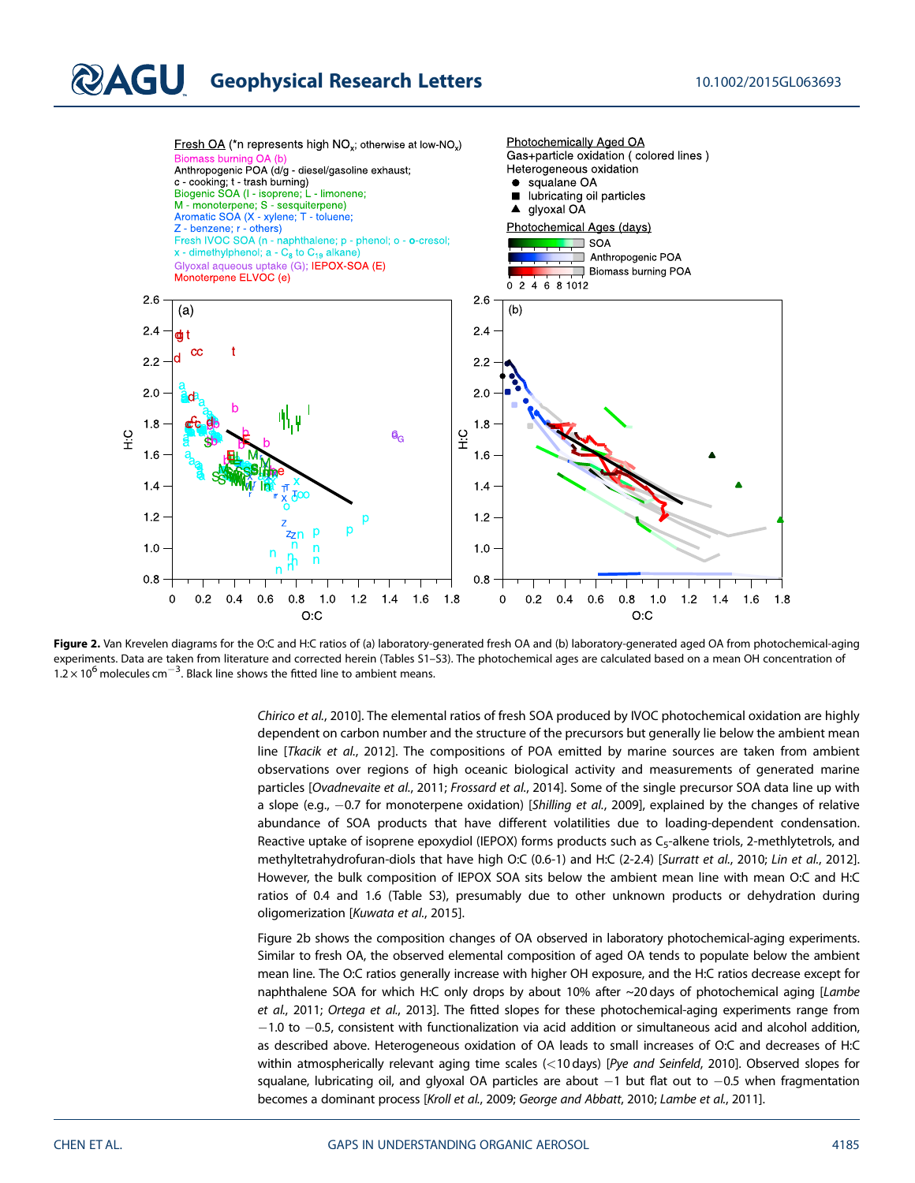**Figure 2.** Van Krevelen diagrams for the O:C and H:C ratios of (a) laboratory-generated fresh OA and (b) laboratory-generated aged OA from photochemical-aging experiments. Data are taken from literature and corrected herein (Tables S1–S3). The photochemical ages are calculated based on a mean OH concentration of $1.2 \times 10^6$ molecules $cm^{-3}$. Black line shows the fitted line to ambient means.

*Chirico et al.*, 2010]. The elemental ratios of fresh SOA produced by IVOC photochemical oxidation are highly dependent on carbon number and the structure of the precursors but generally lie below the ambient mean line [*Tkacik et al.*, 2012]. The compositions of POA emitted by marine sources are taken from ambient observations over regions of high oceanic biological activity and measurements of generated marine particles [*Ovadnevaite et al.*, 2011; *Frossard et al.*, 2014]. Some of the single precursor SOA data line up with a slope (e.g., −0.7 for monoterpene oxidation) [*Shilling et al.*, 2009], explained by the changes of relative abundance of SOA products that have different volatilities due to loading-dependent condensation. Reactive uptake of isoprene epoxydiol (IEPOX) forms products such as $C_5$-alkene triols, 2-methlytetrols, and methyltetrahydrofuran-diols that have high O:C (0.6-1) and H:C (2-2.4) [*Surratt et al.*, 2010; *Lin et al.*, 2012]. However, the bulk composition of IEPOX SOA sits below the ambient mean line with mean O:C and H:C ratios of 0.4 and 1.6 (Table S3), presumably due to other unknown products or dehydration during oligomerization [*Kuwata et al.*, 2015].

Figure 2b shows the composition changes of OA observed in laboratory photochemical-aging experiments. Similar to fresh OA, the observed elemental composition of aged OA tends to populate below the ambient mean line. The O:C ratios generally increase with higher OH exposure, and the H:C ratios decrease except for naphthalene SOA for which H:C only drops by about 10% after ~20 days of photochemical aging [*Lambe et al.*, 2011; *Ortega et al.*, 2013]. The fitted slopes for these photochemical-aging experiments range from −1.0 to −0.5, consistent with functionalization via acid addition or simultaneous acid and alcohol addition, as described above. Heterogeneous oxidation of OA leads to small increases of O:C and decreases of H:C within atmospherically relevant aging time scales (<10 days) [*Pye and Seinfeld*, 2010]. Observed slopes for squalane, lubricating oil, and glyoxal OA particles are about −1 but flat out to −0.5 when fragmentation becomes a dominant process [*Kroll et al.*, 2009; *George and Abbatt*, 2010; *Lambe et al.*, 2011].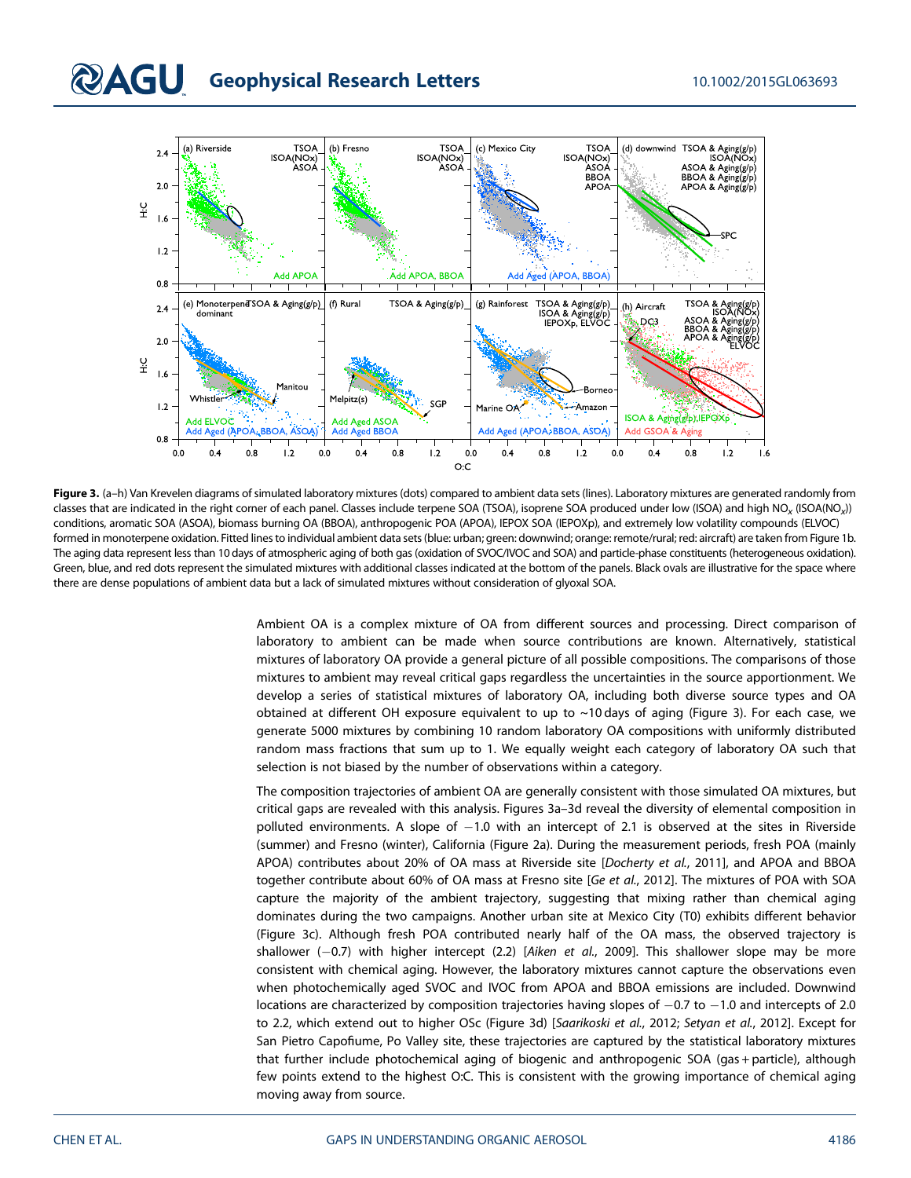**Figure 3.** (a–h) Van Krevelen diagrams of simulated laboratory mixtures (dots) compared to ambient data sets (lines). Laboratory mixtures are generated randomly from classes that are indicated in the right corner of each panel. Classes include terpene SOA (TSOA), isoprene SOA produced under low (ISOA) and high $NO_x$ (ISOA($NO_x$)) conditions, aromatic SOA (ASOA), biomass burning OA (BBOA), anthropogenic POA (APOA), IEPOX SOA (IEPOXp), and extremely low volatility compounds (ELVOC) formed in monoterpene oxidation. Fitted lines to individual ambient data sets (blue: urban; green: downwind; orange: remote/rural; red: aircraft) are taken from Figure 1b. The aging data represent less than 10 days of atmospheric aging of both gas (oxidation of SVOC/IVOC and SOA) and particle-phase constituents (heterogeneous oxidation). Green, blue, and red dots represent the simulated mixtures with additional classes indicated at the bottom of the panels. Black ovals are illustrative for the space where there are dense populations of ambient data but a lack of simulated mixtures without consideration of glyoxal SOA.

Ambient OA is a complex mixture of OA from different sources and processing. Direct comparison of laboratory to ambient can be made when source contributions are known. Alternatively, statistical mixtures of laboratory OA provide a general picture of all possible compositions. The comparisons of those mixtures to ambient may reveal critical gaps regardless the uncertainties in the source apportionment. We develop a series of statistical mixtures of laboratory OA, including both diverse source types and OA obtained at different OH exposure equivalent to up to ~10 days of aging (Figure 3). For each case, we generate 5000 mixtures by combining 10 random laboratory OA compositions with uniformly distributed random mass fractions that sum up to 1. We equally weight each category of laboratory OA such that selection is not biased by the number of observations within a category.

The composition trajectories of ambient OA are generally consistent with those simulated OA mixtures, but critical gaps are revealed with this analysis. Figures 3a–3d reveal the diversity of elemental composition in polluted environments. A slope of −1.0 with an intercept of 2.1 is observed at the sites in Riverside (summer) and Fresno (winter), California (Figure 2a). During the measurement periods, fresh POA (mainly APOA) contributes about 20% of OA mass at Riverside site [*Docherty et al.*, 2011], and APOA and BBOA together contribute about 60% of OA mass at Fresno site [*Ge et al.*, 2012]. The mixtures of POA with SOA capture the majority of the ambient trajectory, suggesting that mixing rather than chemical aging dominates during the two campaigns. Another urban site at Mexico City (T0) exhibits different behavior (Figure 3c). Although fresh POA contributed nearly half of the OA mass, the observed trajectory is shallower (−0.7) with higher intercept (2.2) [*Aiken et al.*, 2009]. This shallower slope may be more consistent with chemical aging. However, the laboratory mixtures cannot capture the observations even when photochemically aged SVOC and IVOC from APOA and BBOA emissions are included. Downwind locations are characterized by composition trajectories having slopes of −0.7 to −1.0 and intercepts of 2.0 to 2.2, which extend out to higher OSc (Figure 3d) [*Saarikoski et al.*, 2012; *Setyan et al.*, 2012]. Except for San Pietro Capofiume, Po Valley site, these trajectories are captured by the statistical laboratory mixtures that further include photochemical aging of biogenic and anthropogenic SOA (gas + particle), although few points extend to the highest O:C. This is consistent with the growing importance of chemical aging moving away from source.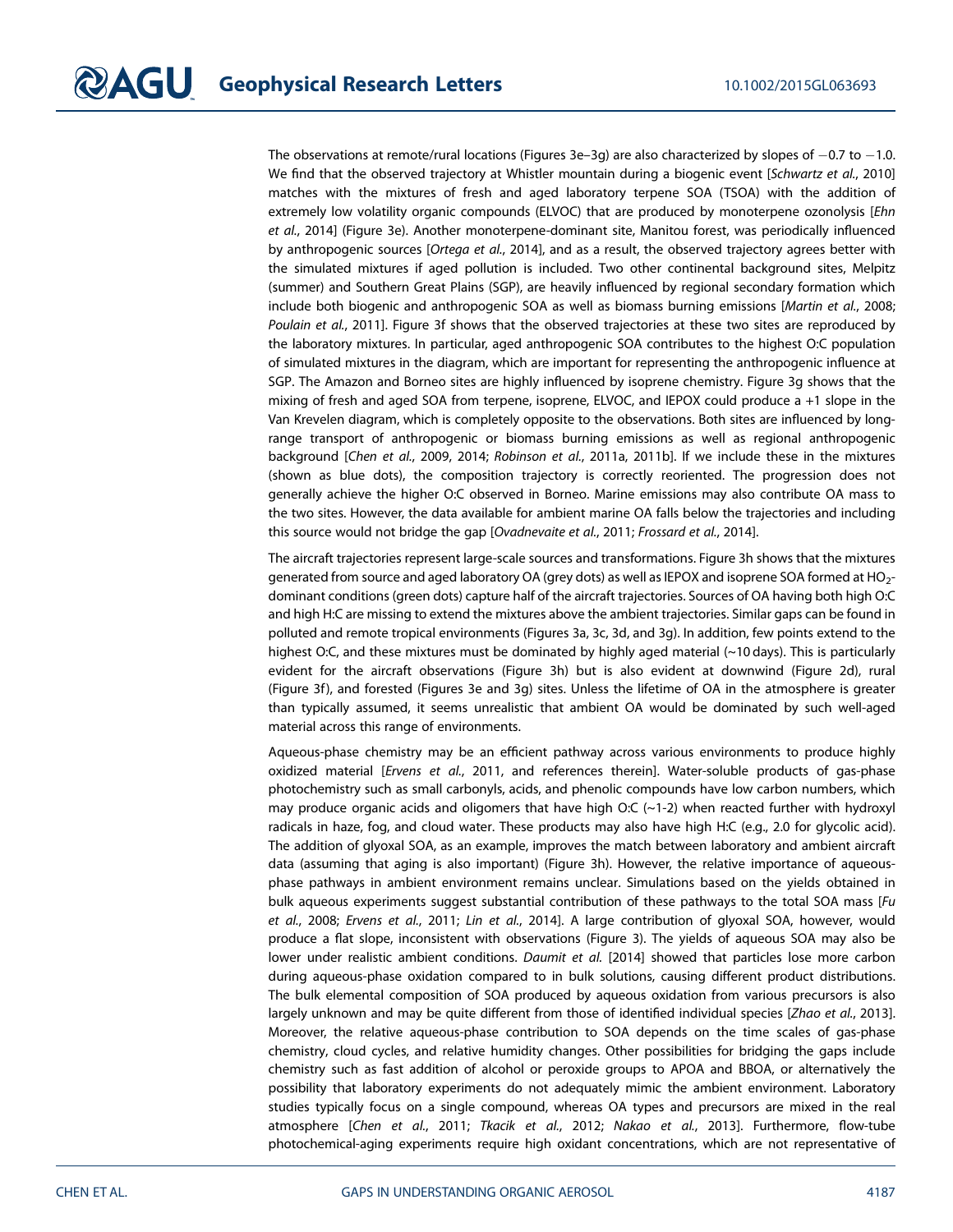The observations at remote/rural locations (Figures 3e–3g) are also characterized by slopes of −0.7 to −1.0. We find that the observed trajectory at Whistler mountain during a biogenic event [*Schwartz et al.*, 2010] matches with the mixtures of fresh and aged laboratory terpene SOA (TSOA) with the addition of extremely low volatility organic compounds (ELVOC) that are produced by monoterpene ozonolysis [*Ehn et al.*, 2014] (Figure 3e). Another monoterpene-dominant site, Manitou forest, was periodically influenced by anthropogenic sources [*Ortega et al.*, 2014], and as a result, the observed trajectory agrees better with the simulated mixtures if aged pollution is included. Two other continental background sites, Melpitz (summer) and Southern Great Plains (SGP), are heavily influenced by regional secondary formation which include both biogenic and anthropogenic SOA as well as biomass burning emissions [*Martin et al.*, 2008; *Poulain et al.*, 2011]. Figure 3f shows that the observed trajectories at these two sites are reproduced by the laboratory mixtures. In particular, aged anthropogenic SOA contributes to the highest O:C population of simulated mixtures in the diagram, which are important for representing the anthropogenic influence at SGP. The Amazon and Borneo sites are highly influenced by isoprene chemistry. Figure 3g shows that the mixing of fresh and aged SOA from terpene, isoprene, ELVOC, and IEPOX could produce a +1 slope in the Van Krevelen diagram, which is completely opposite to the observations. Both sites are influenced by long-range transport of anthropogenic or biomass burning emissions as well as regional anthropogenic background [*Chen et al.*, 2009, 2014; *Robinson et al.*, 2011a, 2011b]. If we include these in the mixtures (shown as blue dots), the composition trajectory is correctly reoriented. The progression does not generally achieve the higher O:C observed in Borneo. Marine emissions may also contribute OA mass to the two sites. However, the data available for ambient marine OA falls below the trajectories and including this source would not bridge the gap [*Ovadnevaite et al.*, 2011; *Frossard et al.*, 2014].

The aircraft trajectories represent large-scale sources and transformations. Figure 3h shows that the mixtures generated from source and aged laboratory OA (grey dots) as well as IEPOX and isoprene SOA formed at $HO_2$-dominant conditions (green dots) capture half of the aircraft trajectories. Sources of OA having both high O:C and high H:C are missing to extend the mixtures above the ambient trajectories. Similar gaps can be found in polluted and remote tropical environments (Figures 3a, 3c, 3d, and 3g). In addition, few points extend to the highest O:C, and these mixtures must be dominated by highly aged material (~10 days). This is particularly evident for the aircraft observations (Figure 3h) but is also evident at downwind (Figure 2d), rural (Figure 3f), and forested (Figures 3e and 3g) sites. Unless the lifetime of OA in the atmosphere is greater than typically assumed, it seems unrealistic that ambient OA would be dominated by such well-aged material across this range of environments.

Aqueous-phase chemistry may be an efficient pathway across various environments to produce highly oxidized material [*Ervens et al.*, 2011, and references therein]. Water-soluble products of gas-phase photochemistry such as small carbonyls, acids, and phenolic compounds have low carbon numbers, which may produce organic acids and oligomers that have high O:C (~1-2) when reacted further with hydroxyl radicals in haze, fog, and cloud water. These products may also have high H:C (e.g., 2.0 for glycolic acid). The addition of glyoxal SOA, as an example, improves the match between laboratory and ambient aircraft data (assuming that aging is also important) (Figure 3h). However, the relative importance of aqueous-phase pathways in ambient environment remains unclear. Simulations based on the yields obtained in bulk aqueous experiments suggest substantial contribution of these pathways to the total SOA mass [*Fu et al.*, 2008; *Ervens et al.*, 2011; *Lin et al.*, 2014]. A large contribution of glyoxal SOA, however, would produce a flat slope, inconsistent with observations (Figure 3). The yields of aqueous SOA may also be lower under realistic ambient conditions. *Daumit et al.* [2014] showed that particles lose more carbon during aqueous-phase oxidation compared to in bulk solutions, causing different product distributions. The bulk elemental composition of SOA produced by aqueous oxidation from various precursors is also largely unknown and may be quite different from those of identified individual species [*Zhao et al.*, 2013]. Moreover, the relative aqueous-phase contribution to SOA depends on the time scales of gas-phase chemistry, cloud cycles, and relative humidity changes. Other possibilities for bridging the gaps include chemistry such as fast addition of alcohol or peroxide groups to APOA and BBOA, or alternatively the possibility that laboratory experiments do not adequately mimic the ambient environment. Laboratory studies typically focus on a single compound, whereas OA types and precursors are mixed in the real atmosphere [*Chen et al.*, 2011; *Tkacik et al.*, 2012; *Nakao et al.*, 2013]. Furthermore, flow-tube photochemical-aging experiments require high oxidant concentrations, which are not representative of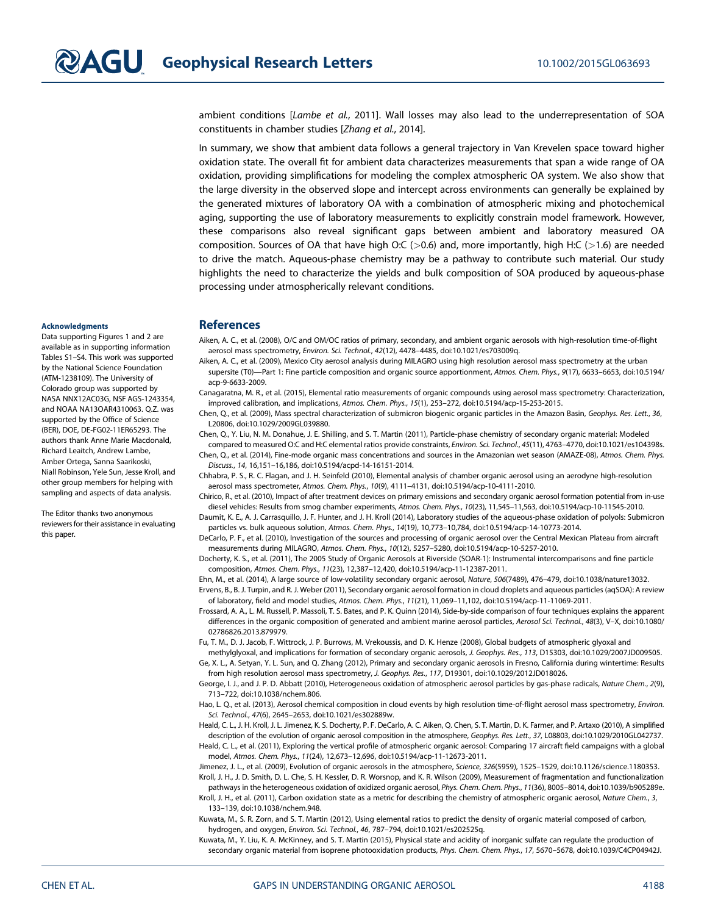ambient conditions [*Lambe et al.*, 2011]. Wall losses may also lead to the underrepresentation of SOA constituents in chamber studies [*Zhang et al.*, 2014].

In summary, we show that ambient data follows a general trajectory in Van Krevelen space toward higher oxidation state. The overall fit for ambient data characterizes measurements that span a wide range of OA oxidation, providing simplifications for modeling the complex atmospheric OA system. We also show that the large diversity in the observed slope and intercept across environments can generally be explained by the generated mixtures of laboratory OA with a combination of atmospheric mixing and photochemical aging, supporting the use of laboratory measurements to explicitly constrain model framework. However, these comparisons also reveal significant gaps between ambient and laboratory measured OA composition. Sources of OA that have high O:C (>0.6) and, more importantly, high H:C (>1.6) are needed to drive the match. Aqueous-phase chemistry may be a pathway to contribute such material. Our study highlights the need to characterize the yields and bulk composition of SOA produced by aqueous-phase processing under atmospherically relevant conditions.

#### Acknowledgments

Data supporting Figures 1 and 2 are available as in supporting information Tables S1–S4. This work was supported by the National Science Foundation (ATM-1238109). The University of Colorado group was supported by NASA NNX12AC03G, NSF AGS-1243354, and NOAA NA13OAR4310063. Q.Z. was supported by the Office of Science (BER), DOE, DE-FG02-11ER65293. The authors thank Anne Marie Macdonald, Richard Leaitch, Andrew Lambe, Amber Ortega, Sanna Saarikoski, Niall Robinson, Yele Sun, Jesse Kroll, and other group members for helping with sampling and aspects of data analysis.

The Editor thanks two anonymous reviewers for their assistance in evaluating this paper.

## References

Aiken, A. C., et al. (2008), O/C and OM/OC ratios of primary, secondary, and ambient organic aerosols with high-resolution time-of-flight aerosol mass spectrometry, *Environ. Sci. Technol.*, *42*(12), 4478–4485, doi:10.1021/es703009q.

Aiken, A. C., et al. (2009), Mexico City aerosol analysis during MILAGRO using high resolution aerosol mass spectrometry at the urban supersite (T0)—Part 1: Fine particle composition and organic source apportionment, *Atmos. Chem. Phys.*, *9*(17), 6633–6653, doi:10.5194/acp-9-6633-2009.

Canagaratna, M. R., et al. (2015), Elemental ratio measurements of organic compounds using aerosol mass spectrometry: Characterization, improved calibration, and implications, *Atmos. Chem. Phys.*, *15*(1), 253–272, doi:10.5194/acp-15-253-2015.

Chen, Q., et al. (2009), Mass spectral characterization of submicron biogenic organic particles in the Amazon Basin, *Geophys. Res. Lett.*, *36*, L20806, doi:10.1029/2009GL039880.

Chen, Q., Y. Liu, N. M. Donahue, J. E. Shilling, and S. T. Martin (2011), Particle-phase chemistry of secondary organic material: Modeled compared to measured O:C and H:C elemental ratios provide constraints, *Environ. Sci. Technol.*, *45*(11), 4763–4770, doi:10.1021/es104398s.

Chen, Q., et al. (2014), Fine-mode organic mass concentrations and sources in the Amazonian wet season (AMAZE-08), *Atmos. Chem. Phys. Discuss.*, *14*, 16,151–16,186, doi:10.5194/acpd-14-16151-2014.

Chhabra, P. S., R. C. Flagan, and J. H. Seinfeld (2010), Elemental analysis of chamber organic aerosol using an aerodyne high-resolution aerosol mass spectrometer, *Atmos. Chem. Phys.*, *10*(9), 4111–4131, doi:10.5194/acp-10-4111-2010.

Chirico, R., et al. (2010), Impact of after treatment devices on primary emissions and secondary organic aerosol formation potential from in-use diesel vehicles: Results from smog chamber experiments, *Atmos. Chem. Phys.*, *10*(23), 11,545–11,563, doi:10.5194/acp-10-11545-2010.

Daumit, K. E., A. J. Carrasquillo, J. F. Hunter, and J. H. Kroll (2014), Laboratory studies of the aqueous-phase oxidation of polyols: Submicron particles vs. bulk aqueous solution, *Atmos. Chem. Phys.*, *14*(19), 10,773–10,784, doi:10.5194/acp-14-10773-2014.

DeCarlo, P. F., et al. (2010), Investigation of the sources and processing of organic aerosol over the Central Mexican Plateau from aircraft measurements during MILAGRO, *Atmos. Chem. Phys.*, *10*(12), 5257–5280, doi:10.5194/acp-10-5257-2010.

Docherty, K. S., et al. (2011), The 2005 Study of Organic Aerosols at Riverside (SOAR-1): Instrumental intercomparisons and fine particle composition, *Atmos. Chem. Phys.*, *11*(23), 12,387–12,420, doi:10.5194/acp-11-12387-2011.

Ehn, M., et al. (2014), A large source of low-volatility secondary organic aerosol, *Nature*, *506*(7489), 476–479, doi:10.1038/nature13032.

Ervens, B., B. J. Turpin, and R. J. Weber (2011), Secondary organic aerosol formation in cloud droplets and aqueous particles (aqSOA): A review of laboratory, field and model studies, *Atmos. Chem. Phys.*, *11*(21), 11,069–11,102, doi:10.5194/acp-11-11069-2011.

Frossard, A. A., L. M. Russell, P. Massoli, T. S. Bates, and P. K. Quinn (2014), Side-by-side comparison of four techniques explains the apparent differences in the organic composition of generated and ambient marine aerosol particles, *Aerosol Sci. Technol.*, *48*(3), V–X, doi:10.1080/02786826.2013.879979.

Fu, T. M., D. J. Jacob, F. Wittrock, J. P. Burrows, M. Vrekoussis, and D. K. Henze (2008), Global budgets of atmospheric glyoxal and methylglyoxal, and implications for formation of secondary organic aerosols, *J. Geophys. Res.*, *113*, D15303, doi:10.1029/2007JD009505.

Ge, X. L., A. Setyan, Y. L. Sun, and Q. Zhang (2012), Primary and secondary organic aerosols in Fresno, California during wintertime: Results from high resolution aerosol mass spectrometry, *J. Geophys. Res.*, *117*, D19301, doi:10.1029/2012JD018026.

George, I. J., and J. P. D. Abbatt (2010), Heterogeneous oxidation of atmospheric aerosol particles by gas-phase radicals, *Nature Chem.*, *2*(9), 713–722, doi:10.1038/nchem.806.

Hao, L. Q., et al. (2013), Aerosol chemical composition in cloud events by high resolution time-of-flight aerosol mass spectrometry, *Environ. Sci. Technol.*, *47*(6), 2645–2653, doi:10.1021/es302889w.

Heald, C. L., J. H. Kroll, J. L. Jimenez, K. S. Docherty, P. F. DeCarlo, A. C. Aiken, Q. Chen, S. T. Martin, D. K. Farmer, and P. Artaxo (2010), A simplified description of the evolution of organic aerosol composition in the atmosphere, *Geophys. Res. Lett.*, *37*, L08803, doi:10.1029/2010GL042737.

Heald, C. L., et al. (2011), Exploring the vertical profile of atmospheric organic aerosol: Comparing 17 aircraft field campaigns with a global model, *Atmos. Chem. Phys.*, *11*(24), 12,673–12,696, doi:10.5194/acp-11-12673-2011.

Jimenez, J. L., et al. (2009), Evolution of organic aerosols in the atmosphere, *Science*, *326*(5959), 1525–1529, doi:10.1126/science.1180353.

Kroll, J. H., J. D. Smith, D. L. Che, S. H. Kessler, D. R. Worsnop, and K. R. Wilson (2009), Measurement of fragmentation and functionalization pathways in the heterogeneous oxidation of oxidized organic aerosol, *Phys. Chem. Chem. Phys.*, *11*(36), 8005–8014, doi:10.1039/b905289e.

Kroll, J. H., et al. (2011), Carbon oxidation state as a metric for describing the chemistry of atmospheric organic aerosol, *Nature Chem.*, *3*, 133–139, doi:10.1038/nchem.948.

Kuwata, M., S. R. Zorn, and S. T. Martin (2012), Using elemental ratios to predict the density of organic material composed of carbon, hydrogen, and oxygen, *Environ. Sci. Technol.*, *46*, 787–794, doi:10.1021/es202525q.

Kuwata, M., Y. Liu, K. A. McKinney, and S. T. Martin (2015), Physical state and acidity of inorganic sulfate can regulate the production of secondary organic material from isoprene photooxidation products, *Phys. Chem. Chem. Phys.*, *17*, 5670–5678, doi:10.1039/C4CP04942J.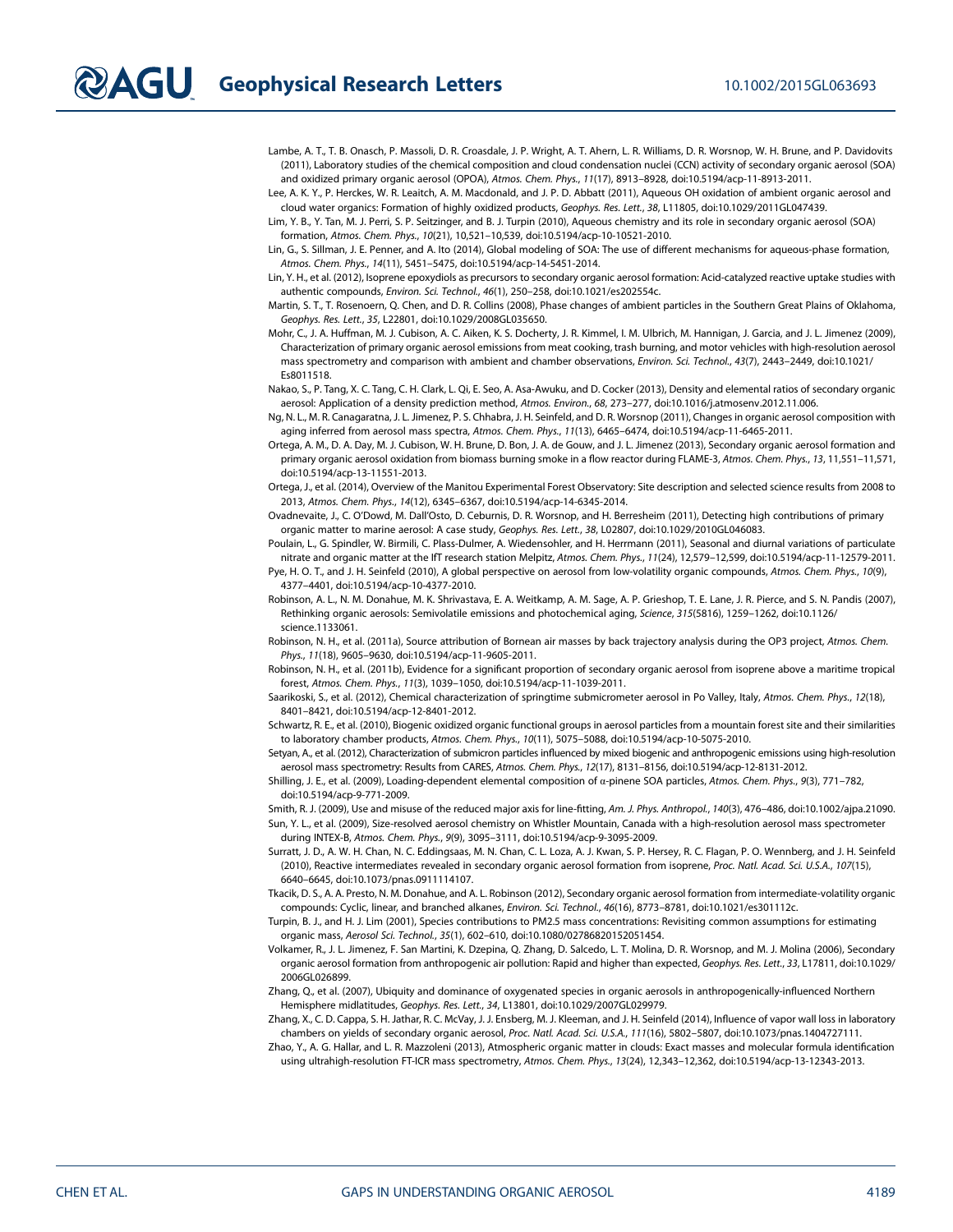Lambe, A. T., T. B. Onasch, P. Massoli, D. R. Croasdale, J. P. Wright, A. T. Ahern, L. R. Williams, D. R. Worsnop, W. H. Brune, and P. Davidovits (2011), Laboratory studies of the chemical composition and cloud condensation nuclei (CCN) activity of secondary organic aerosol (SOA) and oxidized primary organic aerosol (OPOA), *Atmos. Chem. Phys.*, *11*(17), 8913–8928, doi:10.5194/acp-11-8913-2011.

Lee, A. K. Y., P. Herckes, W. R. Leaitch, A. M. Macdonald, and J. P. D. Abbatt (2011), Aqueous OH oxidation of ambient organic aerosol and cloud water organics: Formation of highly oxidized products, *Geophys. Res. Lett.*, *38*, L11805, doi:10.1029/2011GL047439.

Lim, Y. B., Y. Tan, M. J. Perri, S. P. Seitzinger, and B. J. Turpin (2010), Aqueous chemistry and its role in secondary organic aerosol (SOA) formation, *Atmos. Chem. Phys.*, *10*(21), 10,521–10,539, doi:10.5194/acp-10-10521-2010.

Lin, G., S. Sillman, J. E. Penner, and A. Ito (2014), Global modeling of SOA: The use of different mechanisms for aqueous-phase formation, *Atmos. Chem. Phys.*, *14*(11), 5451–5475, doi:10.5194/acp-14-5451-2014.

Lin, Y. H., et al. (2012), Isoprene epoxydiols as precursors to secondary organic aerosol formation: Acid-catalyzed reactive uptake studies with authentic compounds, *Environ. Sci. Technol.*, *46*(1), 250–258, doi:10.1021/es202554c.

Martin, S. T., T. Rosenoern, Q. Chen, and D. R. Collins (2008), Phase changes of ambient particles in the Southern Great Plains of Oklahoma, *Geophys. Res. Lett.*, *35*, L22801, doi:10.1029/2008GL035650.

Mohr, C., J. A. Huffman, M. J. Cubison, A. C. Aiken, K. S. Docherty, J. R. Kimmel, I. M. Ulbrich, M. Hannigan, J. Garcia, and J. L. Jimenez (2009), Characterization of primary organic aerosol emissions from meat cooking, trash burning, and motor vehicles with high-resolution aerosol mass spectrometry and comparison with ambient and chamber observations, *Environ. Sci. Technol.*, *43*(7), 2443–2449, doi:10.1021/Es8011518.

Nakao, S., P. Tang, X. C. Tang, C. H. Clark, L. Qi, E. Seo, A. Asa-Awuku, and D. Cocker (2013), Density and elemental ratios of secondary organic aerosol: Application of a density prediction method, *Atmos. Environ.*, *68*, 273–277, doi:10.1016/j.atmosenv.2012.11.006.

Ng, N. L., M. R. Canagaratna, J. L. Jimenez, P. S. Chhabra, J. H. Seinfeld, and D. R. Worsnop (2011), Changes in organic aerosol composition with aging inferred from aerosol mass spectra, *Atmos. Chem. Phys.*, *11*(13), 6465–6474, doi:10.5194/acp-11-6465-2011.

Ortega, A. M., D. A. Day, M. J. Cubison, W. H. Brune, D. Bon, J. A. de Gouw, and J. L. Jimenez (2013), Secondary organic aerosol formation and primary organic aerosol oxidation from biomass burning smoke in a flow reactor during FLAME-3, *Atmos. Chem. Phys.*, *13*, 11,551–11,571, doi:10.5194/acp-13-11551-2013.

Ortega, J., et al. (2014), Overview of the Manitou Experimental Forest Observatory: Site description and selected science results from 2008 to 2013, *Atmos. Chem. Phys.*, *14*(12), 6345–6367, doi:10.5194/acp-14-6345-2014.

Ovadnevaite, J., C. O'Dowd, M. Dall'Osto, D. Ceburnis, D. R. Worsnop, and H. Berresheim (2011), Detecting high contributions of primary organic matter to marine aerosol: A case study, *Geophys. Res. Lett.*, *38*, L02807, doi:10.1029/2010GL046083.

Poulain, L., G. Spindler, W. Birmili, C. Plass-Dulmer, A. Wiedensohler, and H. Herrmann (2011), Seasonal and diurnal variations of particulate nitrate and organic matter at the IfT research station Melpitz, *Atmos. Chem. Phys.*, *11*(24), 12,579–12,599, doi:10.5194/acp-11-12579-2011.

Pye, H. O. T., and J. H. Seinfeld (2010), A global perspective on aerosol from low-volatility organic compounds, *Atmos. Chem. Phys.*, *10*(9), 4377–4401, doi:10.5194/acp-10-4377-2010.

Robinson, A. L., N. M. Donahue, M. K. Shrivastava, E. A. Weitkamp, A. M. Sage, A. P. Grieshop, T. E. Lane, J. R. Pierce, and S. N. Pandis (2007), Rethinking organic aerosols: Semivolatile emissions and photochemical aging, *Science*, *315*(5816), 1259–1262, doi:10.1126/science.1133061.

Robinson, N. H., et al. (2011a), Source attribution of Bornean air masses by back trajectory analysis during the OP3 project, *Atmos. Chem. Phys.*, *11*(18), 9605–9630, doi:10.5194/acp-11-9605-2011.

Robinson, N. H., et al. (2011b), Evidence for a significant proportion of secondary organic aerosol from isoprene above a maritime tropical forest, *Atmos. Chem. Phys.*, *11*(3), 1039–1050, doi:10.5194/acp-11-1039-2011.

Saarikoski, S., et al. (2012), Chemical characterization of springtime submicrometer aerosol in Po Valley, Italy, *Atmos. Chem. Phys.*, *12*(18), 8401–8421, doi:10.5194/acp-12-8401-2012.

Schwartz, R. E., et al. (2010), Biogenic oxidized organic functional groups in aerosol particles from a mountain forest site and their similarities to laboratory chamber products, *Atmos. Chem. Phys.*, *10*(11), 5075–5088, doi:10.5194/acp-10-5075-2010.

Setyan, A., et al. (2012), Characterization of submicron particles influenced by mixed biogenic and anthropogenic emissions using high-resolution aerosol mass spectrometry: Results from CARES, *Atmos. Chem. Phys.*, *12*(17), 8131–8156, doi:10.5194/acp-12-8131-2012.

Shilling, J. E., et al. (2009), Loading-dependent elemental composition of α-pinene SOA particles, *Atmos. Chem. Phys.*, *9*(3), 771–782, doi:10.5194/acp-9-771-2009.

Smith, R. J. (2009), Use and misuse of the reduced major axis for line-fitting, *Am. J. Phys. Anthropol.*, *140*(3), 476–486, doi:10.1002/ajpa.21090.

Sun, Y. L., et al. (2009), Size-resolved aerosol chemistry on Whistler Mountain, Canada with a high-resolution aerosol mass spectrometer during INTEX-B, *Atmos. Chem. Phys.*, *9*(9), 3095–3111, doi:10.5194/acp-9-3095-2009.

Surratt, J. D., A. W. H. Chan, N. C. Eddingsaas, M. N. Chan, C. L. Loza, A. J. Kwan, S. P. Hersey, R. C. Flagan, P. O. Wennberg, and J. H. Seinfeld (2010), Reactive intermediates revealed in secondary organic aerosol formation from isoprene, *Proc. Natl. Acad. Sci. U.S.A.*, *107*(15), 6640–6645, doi:10.1073/pnas.0911114107.

Tkacik, D. S., A. A. Presto, N. M. Donahue, and A. L. Robinson (2012), Secondary organic aerosol formation from intermediate-volatility organic compounds: Cyclic, linear, and branched alkanes, *Environ. Sci. Technol.*, *46*(16), 8773–8781, doi:10.1021/es301112c.

Turpin, B. J., and H. J. Lim (2001), Species contributions to PM2.5 mass concentrations: Revisiting common assumptions for estimating organic mass, *Aerosol Sci. Technol.*, *35*(1), 602–610, doi:10.1080/02786820152051454.

Volkamer, R., J. L. Jimenez, F. San Martini, K. Dzepina, Q. Zhang, D. Salcedo, L. T. Molina, D. R. Worsnop, and M. J. Molina (2006), Secondary organic aerosol formation from anthropogenic air pollution: Rapid and higher than expected, *Geophys. Res. Lett.*, *33*, L17811, doi:10.1029/2006GL026899.

Zhang, Q., et al. (2007), Ubiquity and dominance of oxygenated species in organic aerosols in anthropogenically-influenced Northern Hemisphere midlatitudes, *Geophys. Res. Lett.*, *34*, L13801, doi:10.1029/2007GL029979.

Zhang, X., C. D. Cappa, S. H. Jathar, R. C. McVay, J. J. Ensberg, M. J. Kleeman, and J. H. Seinfeld (2014), Influence of vapor wall loss in laboratory chambers on yields of secondary organic aerosol, *Proc. Natl. Acad. Sci. U.S.A.*, *111*(16), 5802–5807, doi:10.1073/pnas.1404727111.

Zhao, Y., A. G. Hallar, and L. R. Mazzoleni (2013), Atmospheric organic matter in clouds: Exact masses and molecular formula identification using ultrahigh-resolution FT-ICR mass spectrometry, *Atmos. Chem. Phys.*, *13*(24), 12,343–12,362, doi:10.5194/acp-13-12343-2013.